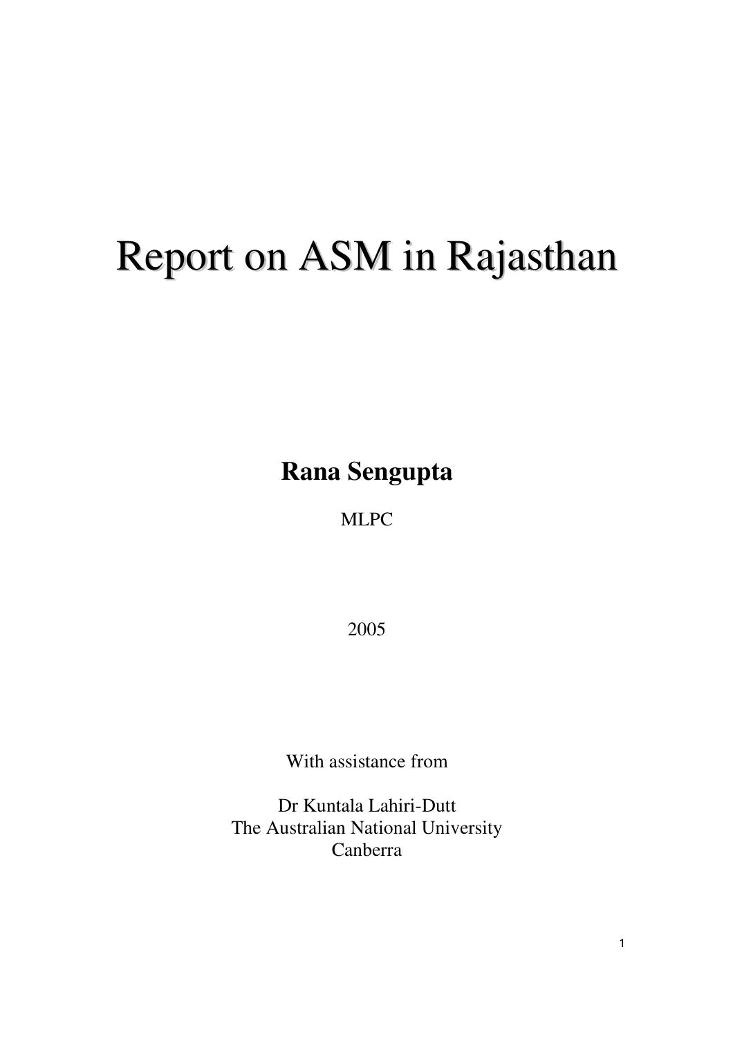# Report on ASM in Rajasthan

**Rana Sengupta**

MLPC

2005

With assistance from

Dr Kuntala Lahiri-Dutt
The Australian National University
Canberra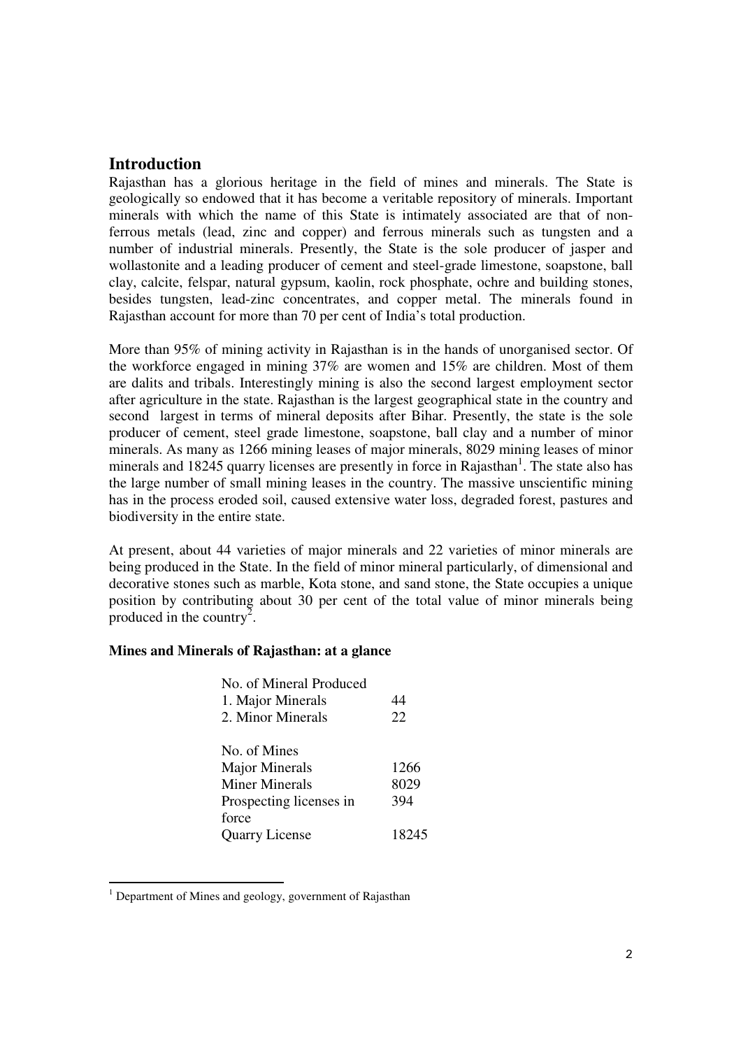## Introduction

Rajasthan has a glorious heritage in the field of mines and minerals. The State is geologically so endowed that it has become a veritable repository of minerals. Important minerals with which the name of this State is intimately associated are that of non-ferrous metals (lead, zinc and copper) and ferrous minerals such as tungsten and a number of industrial minerals. Presently, the State is the sole producer of jasper and wollastonite and a leading producer of cement and steel-grade limestone, soapstone, ball clay, calcite, felspar, natural gypsum, kaolin, rock phosphate, ochre and building stones, besides tungsten, lead-zinc concentrates, and copper metal. The minerals found in Rajasthan account for more than 70 per cent of India's total production.

More than 95% of mining activity in Rajasthan is in the hands of unorganised sector. Of the workforce engaged in mining 37% are women and 15% are children. Most of them are dalits and tribals. Interestingly mining is also the second largest employment sector after agriculture in the state. Rajasthan is the largest geographical state in the country and second largest in terms of mineral deposits after Bihar. Presently, the state is the sole producer of cement, steel grade limestone, soapstone, ball clay and a number of minor minerals. As many as 1266 mining leases of major minerals, 8029 mining leases of minor minerals and 18245 quarry licenses are presently in force in Rajasthan[1]. The state also has the large number of small mining leases in the country. The massive unscientific mining has in the process eroded soil, caused extensive water loss, degraded forest, pastures and biodiversity in the entire state.

At present, about 44 varieties of major minerals and 22 varieties of minor minerals are being produced in the State. In the field of minor mineral particularly, of dimensional and decorative stones such as marble, Kota stone, and sand stone, the State occupies a unique position by contributing about 30 per cent of the total value of minor minerals being produced in the country[2].

**Mines and Minerals of Rajasthan: at a glance**

| | |
|---|---|
| No. of Mineral Produced | |
| 1. Major Minerals | 44 |
| 2. Minor Minerals | 22 |
| | |
| No. of Mines | |
| Major Minerals | 1266 |
| Miner Minerals | 8029 |
| Prospecting licenses in force | 394 |
| Quarry License | 18245 |

[1] Department of Mines and geology, government of Rajasthan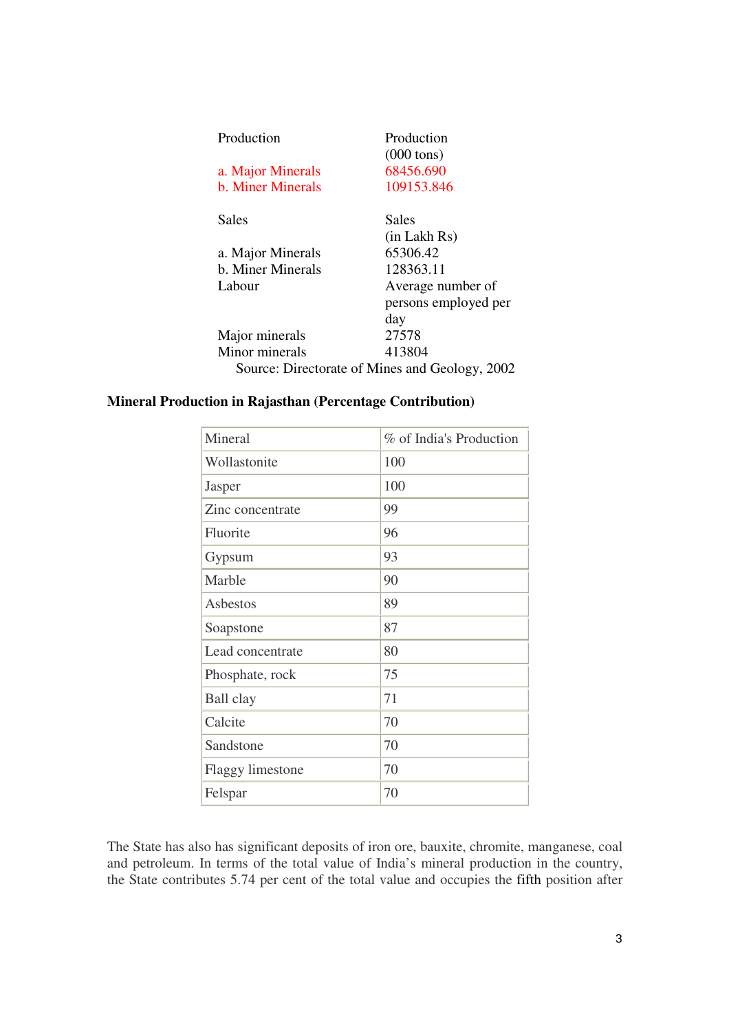| Production | Production (000 tons) |
|---|---|
| a. Major Minerals | 68456.690 |
| b. Miner Minerals | 109153.846 |

| Sales | Sales (in Lakh Rs) |
|---|---|
| a. Major Minerals | 65306.42 |
| b. Miner Minerals | 128363.11 |

| Labour | Average number of persons employed per day |
|---|---|
| Major minerals | 27578 |
| Minor minerals | 413804 |

Source: Directorate of Mines and Geology, 2002

**Mineral Production in Rajasthan (Percentage Contribution)**

| Mineral | % of India's Production |
|---|---|
| Wollastonite | 100 |
| Jasper | 100 |
| Zinc concentrate | 99 |
| Fluorite | 96 |
| Gypsum | 93 |
| Marble | 90 |
| Asbestos | 89 |
| Soapstone | 87 |
| Lead concentrate | 80 |
| Phosphate, rock | 75 |
| Ball clay | 71 |
| Calcite | 70 |
| Sandstone | 70 |
| Flaggy limestone | 70 |
| Felspar | 70 |

The State has also has significant deposits of iron ore, bauxite, chromite, manganese, coal and petroleum. In terms of the total value of India's mineral production in the country, the State contributes 5.74 per cent of the total value and occupies the fifth position after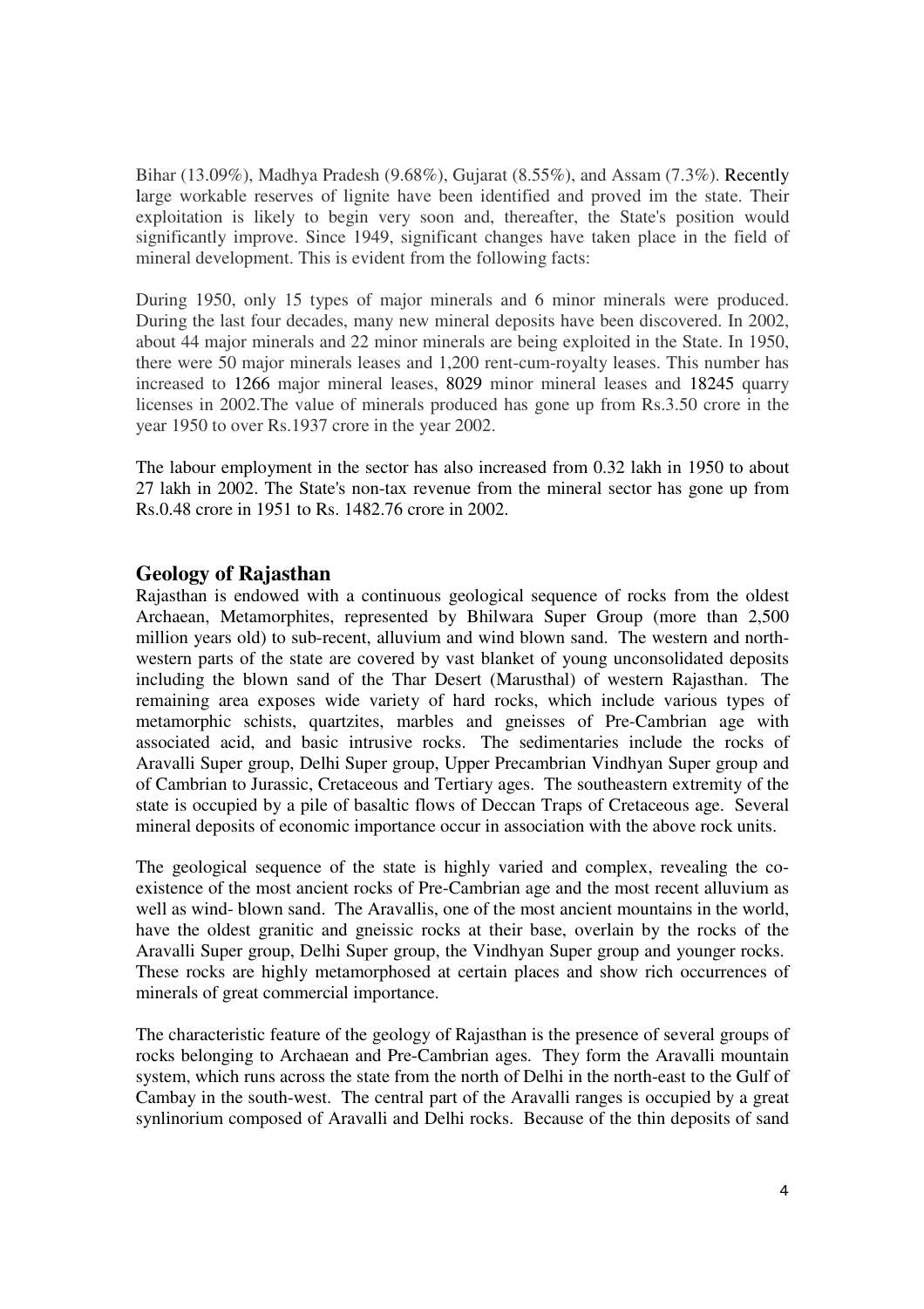Bihar (13.09%), Madhya Pradesh (9.68%), Gujarat (8.55%), and Assam (7.3%). Recently large workable reserves of lignite have been identified and proved im the state. Their exploitation is likely to begin very soon and, thereafter, the State's position would significantly improve. Since 1949, significant changes have taken place in the field of mineral development. This is evident from the following facts:

During 1950, only 15 types of major minerals and 6 minor minerals were produced. During the last four decades, many new mineral deposits have been discovered. In 2002, about 44 major minerals and 22 minor minerals are being exploited in the State. In 1950, there were 50 major minerals leases and 1,200 rent-cum-royalty leases. This number has increased to 1266 major mineral leases, 8029 minor mineral leases and 18245 quarry licenses in 2002.The value of minerals produced has gone up from Rs.3.50 crore in the year 1950 to over Rs.1937 crore in the year 2002.

The labour employment in the sector has also increased from 0.32 lakh in 1950 to about 27 lakh in 2002. The State's non-tax revenue from the mineral sector has gone up from Rs.0.48 crore in 1951 to Rs. 1482.76 crore in 2002.

## Geology of Rajasthan

Rajasthan is endowed with a continuous geological sequence of rocks from the oldest Archaean, Metamorphites, represented by Bhilwara Super Group (more than 2,500 million years old) to sub-recent, alluvium and wind blown sand. The western and north-western parts of the state are covered by vast blanket of young unconsolidated deposits including the blown sand of the Thar Desert (Marusthal) of western Rajasthan. The remaining area exposes wide variety of hard rocks, which include various types of metamorphic schists, quartzites, marbles and gneisses of Pre-Cambrian age with associated acid, and basic intrusive rocks. The sedimentaries include the rocks of Aravalli Super group, Delhi Super group, Upper Precambrian Vindhyan Super group and of Cambrian to Jurassic, Cretaceous and Tertiary ages. The southeastern extremity of the state is occupied by a pile of basaltic flows of Deccan Traps of Cretaceous age. Several mineral deposits of economic importance occur in association with the above rock units.

The geological sequence of the state is highly varied and complex, revealing the co-existence of the most ancient rocks of Pre-Cambrian age and the most recent alluvium as well as wind- blown sand. The Aravallis, one of the most ancient mountains in the world, have the oldest granitic and gneissic rocks at their base, overlain by the rocks of the Aravalli Super group, Delhi Super group, the Vindhyan Super group and younger rocks. These rocks are highly metamorphosed at certain places and show rich occurrences of minerals of great commercial importance.

The characteristic feature of the geology of Rajasthan is the presence of several groups of rocks belonging to Archaean and Pre-Cambrian ages. They form the Aravalli mountain system, which runs across the state from the north of Delhi in the north-east to the Gulf of Cambay in the south-west. The central part of the Aravalli ranges is occupied by a great synlinorium composed of Aravalli and Delhi rocks. Because of the thin deposits of sand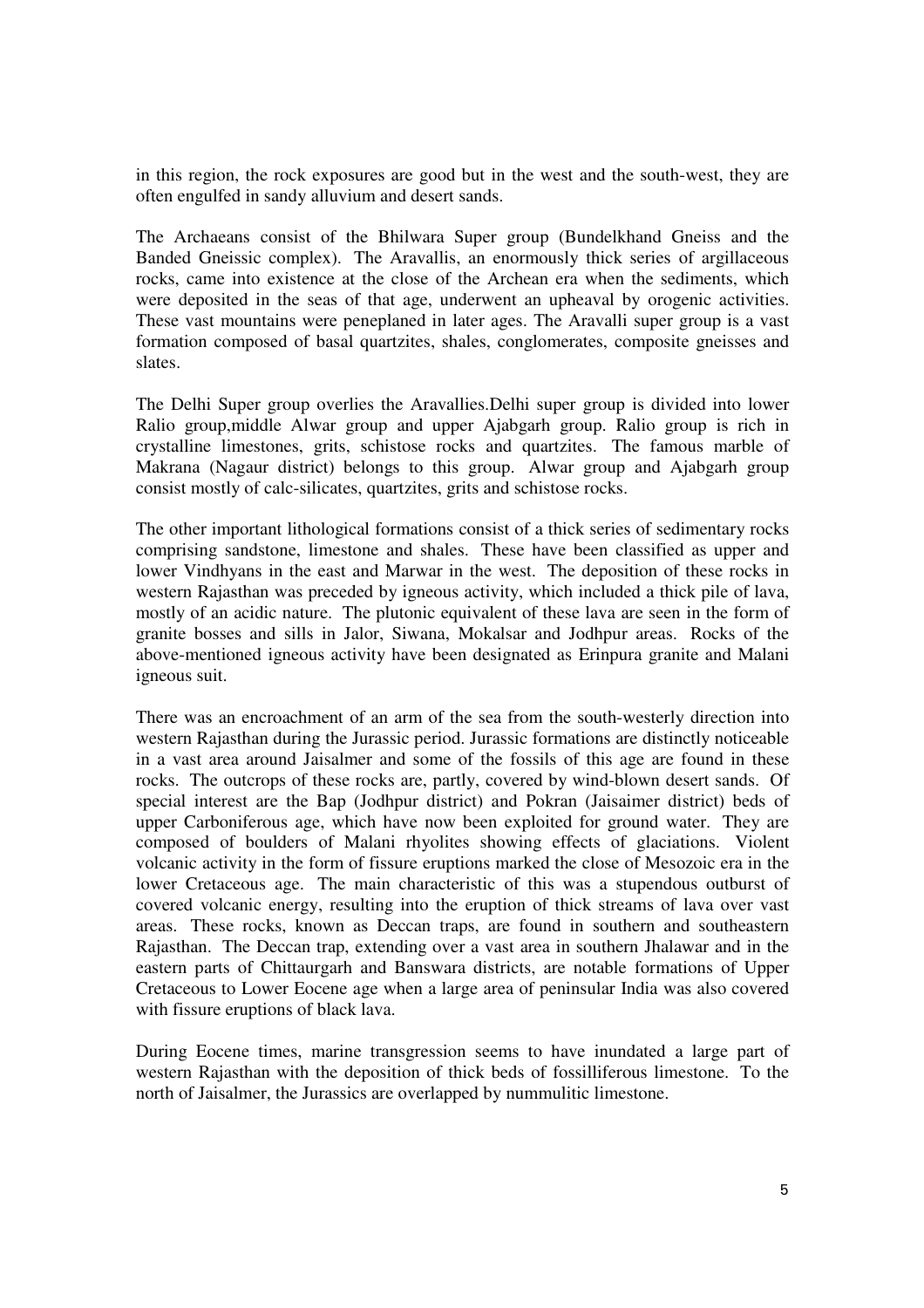in this region, the rock exposures are good but in the west and the south-west, they are often engulfed in sandy alluvium and desert sands.

The Archaeans consist of the Bhilwara Super group (Bundelkhand Gneiss and the Banded Gneissic complex). The Aravallis, an enormously thick series of argillaceous rocks, came into existence at the close of the Archean era when the sediments, which were deposited in the seas of that age, underwent an upheaval by orogenic activities. These vast mountains were peneplaned in later ages. The Aravalli super group is a vast formation composed of basal quartzites, shales, conglomerates, composite gneisses and slates.

The Delhi Super group overlies the Aravallies.Delhi super group is divided into lower Ralio group,middle Alwar group and upper Ajabgarh group. Ralio group is rich in crystalline limestones, grits, schistose rocks and quartzites. The famous marble of Makrana (Nagaur district) belongs to this group. Alwar group and Ajabgarh group consist mostly of calc-silicates, quartzites, grits and schistose rocks.

The other important lithological formations consist of a thick series of sedimentary rocks comprising sandstone, limestone and shales. These have been classified as upper and lower Vindhyans in the east and Marwar in the west. The deposition of these rocks in western Rajasthan was preceded by igneous activity, which included a thick pile of lava, mostly of an acidic nature. The plutonic equivalent of these lava are seen in the form of granite bosses and sills in Jalor, Siwana, Mokalsar and Jodhpur areas. Rocks of the above-mentioned igneous activity have been designated as Erinpura granite and Malani igneous suit.

There was an encroachment of an arm of the sea from the south-westerly direction into western Rajasthan during the Jurassic period. Jurassic formations are distinctly noticeable in a vast area around Jaisalmer and some of the fossils of this age are found in these rocks. The outcrops of these rocks are, partly, covered by wind-blown desert sands. Of special interest are the Bap (Jodhpur district) and Pokran (Jaisaimer district) beds of upper Carboniferous age, which have now been exploited for ground water. They are composed of boulders of Malani rhyolites showing effects of glaciations. Violent volcanic activity in the form of fissure eruptions marked the close of Mesozoic era in the lower Cretaceous age. The main characteristic of this was a stupendous outburst of covered volcanic energy, resulting into the eruption of thick streams of lava over vast areas. These rocks, known as Deccan traps, are found in southern and southeastern Rajasthan. The Deccan trap, extending over a vast area in southern Jhalawar and in the eastern parts of Chittaurgarh and Banswara districts, are notable formations of Upper Cretaceous to Lower Eocene age when a large area of peninsular India was also covered with fissure eruptions of black lava.

During Eocene times, marine transgression seems to have inundated a large part of western Rajasthan with the deposition of thick beds of fossilliferous limestone. To the north of Jaisalmer, the Jurassics are overlapped by nummulitic limestone.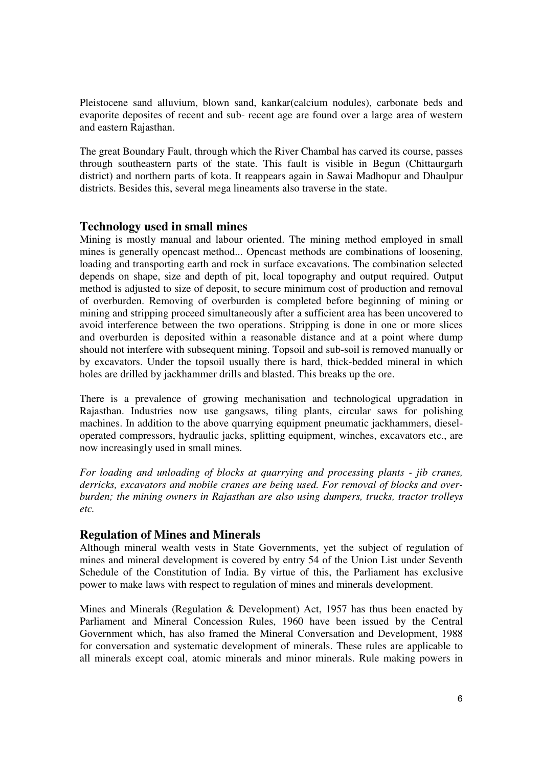Pleistocene sand alluvium, blown sand, kankar(calcium nodules), carbonate beds and evaporite deposites of recent and sub- recent age are found over a large area of western and eastern Rajasthan.

The great Boundary Fault, through which the River Chambal has carved its course, passes through southeastern parts of the state. This fault is visible in Begun (Chittaurgarh district) and northern parts of kota. It reappears again in Sawai Madhopur and Dhaulpur districts. Besides this, several mega lineaments also traverse in the state.

## Technology used in small mines

Mining is mostly manual and labour oriented. The mining method employed in small mines is generally opencast method... Opencast methods are combinations of loosening, loading and transporting earth and rock in surface excavations. The combination selected depends on shape, size and depth of pit, local topography and output required. Output method is adjusted to size of deposit, to secure minimum cost of production and removal of overburden. Removing of overburden is completed before beginning of mining or mining and stripping proceed simultaneously after a sufficient area has been uncovered to avoid interference between the two operations. Stripping is done in one or more slices and overburden is deposited within a reasonable distance and at a point where dump should not interfere with subsequent mining. Topsoil and sub-soil is removed manually or by excavators. Under the topsoil usually there is hard, thick-bedded mineral in which holes are drilled by jackhammer drills and blasted. This breaks up the ore.

There is a prevalence of growing mechanisation and technological upgradation in Rajasthan. Industries now use gangsaws, tiling plants, circular saws for polishing machines. In addition to the above quarrying equipment pneumatic jackhammers, diesel-operated compressors, hydraulic jacks, splitting equipment, winches, excavators etc., are now increasingly used in small mines.

*For loading and unloading of blocks at quarrying and processing plants - jib cranes, derricks, excavators and mobile cranes are being used. For removal of blocks and over-burden; the mining owners in Rajasthan are also using dumpers, trucks, tractor trolleys etc.*

## Regulation of Mines and Minerals

Although mineral wealth vests in State Governments, yet the subject of regulation of mines and mineral development is covered by entry 54 of the Union List under Seventh Schedule of the Constitution of India. By virtue of this, the Parliament has exclusive power to make laws with respect to regulation of mines and minerals development.

Mines and Minerals (Regulation & Development) Act, 1957 has thus been enacted by Parliament and Mineral Concession Rules, 1960 have been issued by the Central Government which, has also framed the Mineral Conversation and Development, 1988 for conversation and systematic development of minerals. These rules are applicable to all minerals except coal, atomic minerals and minor minerals. Rule making powers in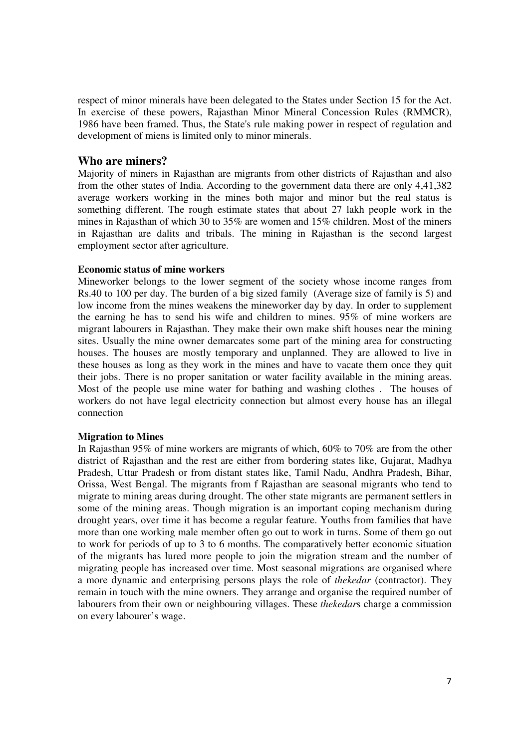respect of minor minerals have been delegated to the States under Section 15 for the Act. In exercise of these powers, Rajasthan Minor Mineral Concession Rules (RMMCR), 1986 have been framed. Thus, the State's rule making power in respect of regulation and development of miens is limited only to minor minerals.

## Who are miners?

Majority of miners in Rajasthan are migrants from other districts of Rajasthan and also from the other states of India. According to the government data there are only 4,41,382 average workers working in the mines both major and minor but the real status is something different. The rough estimate states that about 27 lakh people work in the mines in Rajasthan of which 30 to 35% are women and 15% children. Most of the miners in Rajasthan are dalits and tribals. The mining in Rajasthan is the second largest employment sector after agriculture.

**Economic status of mine workers**

Mineworker belongs to the lower segment of the society whose income ranges from Rs.40 to 100 per day. The burden of a big sized family (Average size of family is 5) and low income from the mines weakens the mineworker day by day. In order to supplement the earning he has to send his wife and children to mines. 95% of mine workers are migrant labourers in Rajasthan. They make their own make shift houses near the mining sites. Usually the mine owner demarcates some part of the mining area for constructing houses. The houses are mostly temporary and unplanned. They are allowed to live in these houses as long as they work in the mines and have to vacate them once they quit their jobs. There is no proper sanitation or water facility available in the mining areas. Most of the people use mine water for bathing and washing clothes . The houses of workers do not have legal electricity connection but almost every house has an illegal connection

**Migration to Mines**

In Rajasthan 95% of mine workers are migrants of which, 60% to 70% are from the other district of Rajasthan and the rest are either from bordering states like, Gujarat, Madhya Pradesh, Uttar Pradesh or from distant states like, Tamil Nadu, Andhra Pradesh, Bihar, Orissa, West Bengal. The migrants from f Rajasthan are seasonal migrants who tend to migrate to mining areas during drought. The other state migrants are permanent settlers in some of the mining areas. Though migration is an important coping mechanism during drought years, over time it has become a regular feature. Youths from families that have more than one working male member often go out to work in turns. Some of them go out to work for periods of up to 3 to 6 months. The comparatively better economic situation of the migrants has lured more people to join the migration stream and the number of migrating people has increased over time. Most seasonal migrations are organised where a more dynamic and enterprising persons plays the role of *thekedar* (contractor). They remain in touch with the mine owners. They arrange and organise the required number of labourers from their own or neighbouring villages. These *thekedar*s charge a commission on every labourer's wage.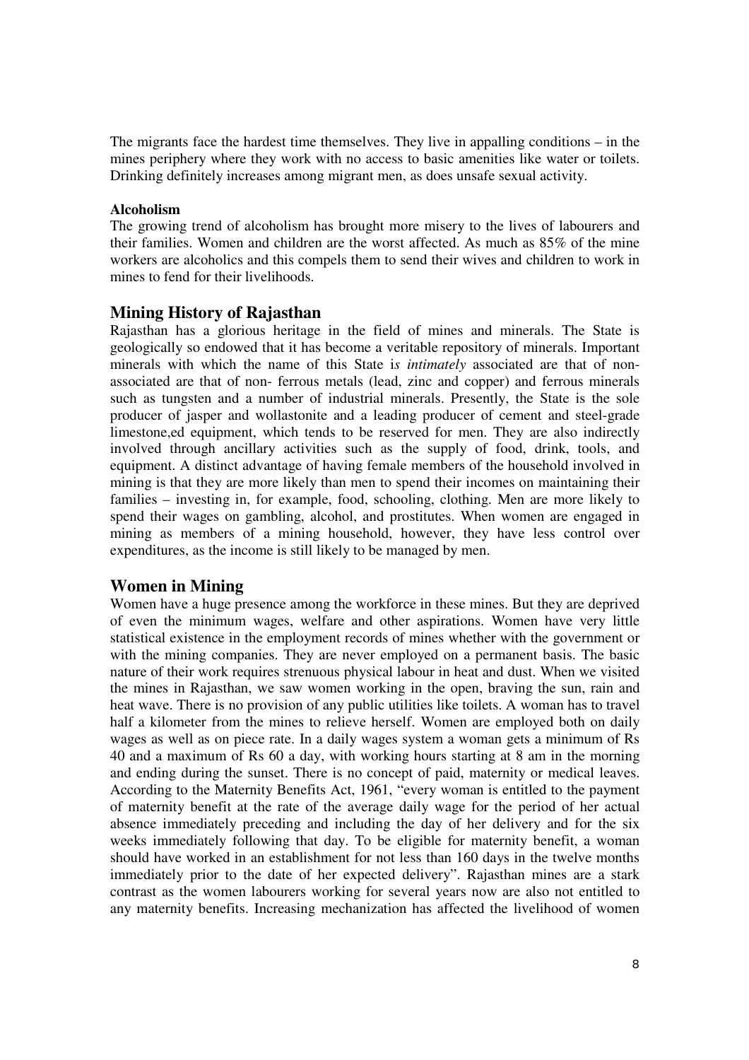The migrants face the hardest time themselves. They live in appalling conditions – in the mines periphery where they work with no access to basic amenities like water or toilets. Drinking definitely increases among migrant men, as does unsafe sexual activity.

**Alcoholism**

The growing trend of alcoholism has brought more misery to the lives of labourers and their families. Women and children are the worst affected. As much as 85% of the mine workers are alcoholics and this compels them to send their wives and children to work in mines to fend for their livelihoods.

## Mining History of Rajasthan

Rajasthan has a glorious heritage in the field of mines and minerals. The State is geologically so endowed that it has become a veritable repository of minerals. Important minerals with which the name of this State i*s intimately* associated are that of non-associated are that of non- ferrous metals (lead, zinc and copper) and ferrous minerals such as tungsten and a number of industrial minerals. Presently, the State is the sole producer of jasper and wollastonite and a leading producer of cement and steel-grade limestone,ed equipment, which tends to be reserved for men. They are also indirectly involved through ancillary activities such as the supply of food, drink, tools, and equipment. A distinct advantage of having female members of the household involved in mining is that they are more likely than men to spend their incomes on maintaining their families – investing in, for example, food, schooling, clothing. Men are more likely to spend their wages on gambling, alcohol, and prostitutes. When women are engaged in mining as members of a mining household, however, they have less control over expenditures, as the income is still likely to be managed by men.

## Women in Mining

Women have a huge presence among the workforce in these mines. But they are deprived of even the minimum wages, welfare and other aspirations. Women have very little statistical existence in the employment records of mines whether with the government or with the mining companies. They are never employed on a permanent basis. The basic nature of their work requires strenuous physical labour in heat and dust. When we visited the mines in Rajasthan, we saw women working in the open, braving the sun, rain and heat wave. There is no provision of any public utilities like toilets. A woman has to travel half a kilometer from the mines to relieve herself. Women are employed both on daily wages as well as on piece rate. In a daily wages system a woman gets a minimum of Rs 40 and a maximum of Rs 60 a day, with working hours starting at 8 am in the morning and ending during the sunset. There is no concept of paid, maternity or medical leaves. According to the Maternity Benefits Act, 1961, "every woman is entitled to the payment of maternity benefit at the rate of the average daily wage for the period of her actual absence immediately preceding and including the day of her delivery and for the six weeks immediately following that day. To be eligible for maternity benefit, a woman should have worked in an establishment for not less than 160 days in the twelve months immediately prior to the date of her expected delivery". Rajasthan mines are a stark contrast as the women labourers working for several years now are also not entitled to any maternity benefits. Increasing mechanization has affected the livelihood of women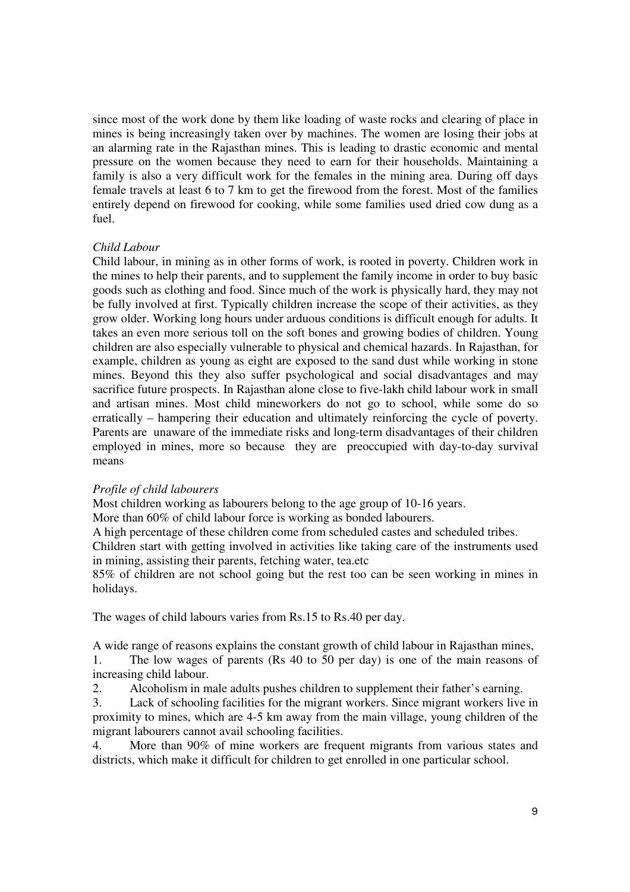since most of the work done by them like loading of waste rocks and clearing of place in mines is being increasingly taken over by machines. The women are losing their jobs at an alarming rate in the Rajasthan mines. This is leading to drastic economic and mental pressure on the women because they need to earn for their households. Maintaining a family is also a very difficult work for the females in the mining area. During off days female travels at least 6 to 7 km to get the firewood from the forest. Most of the families entirely depend on firewood for cooking, while some families used dried cow dung as a fuel.

*Child Labour*

Child labour, in mining as in other forms of work, is rooted in poverty. Children work in the mines to help their parents, and to supplement the family income in order to buy basic goods such as clothing and food. Since much of the work is physically hard, they may not be fully involved at first. Typically children increase the scope of their activities, as they grow older. Working long hours under arduous conditions is difficult enough for adults. It takes an even more serious toll on the soft bones and growing bodies of children. Young children are also especially vulnerable to physical and chemical hazards. In Rajasthan, for example, children as young as eight are exposed to the sand dust while working in stone mines. Beyond this they also suffer psychological and social disadvantages and may sacrifice future prospects. In Rajasthan alone close to five-lakh child labour work in small and artisan mines. Most child mineworkers do not go to school, while some do so erratically – hampering their education and ultimately reinforcing the cycle of poverty. Parents are unaware of the immediate risks and long-term disadvantages of their children employed in mines, more so because they are preoccupied with day-to-day survival means

*Profile of child labourers*

Most children working as labourers belong to the age group of 10-16 years.

More than 60% of child labour force is working as bonded labourers.

A high percentage of these children come from scheduled castes and scheduled tribes.

Children start with getting involved in activities like taking care of the instruments used in mining, assisting their parents, fetching water, tea.etc

85% of children are not school going but the rest too can be seen working in mines in holidays.

The wages of child labours varies from Rs.15 to Rs.40 per day.

A wide range of reasons explains the constant growth of child labour in Rajasthan mines,

1. The low wages of parents (Rs 40 to 50 per day) is one of the main reasons of increasing child labour.
2. Alcoholism in male adults pushes children to supplement their father's earning.
3. Lack of schooling facilities for the migrant workers. Since migrant workers live in proximity to mines, which are 4-5 km away from the main village, young children of the migrant labourers cannot avail schooling facilities.
4. More than 90% of mine workers are frequent migrants from various states and districts, which make it difficult for children to get enrolled in one particular school.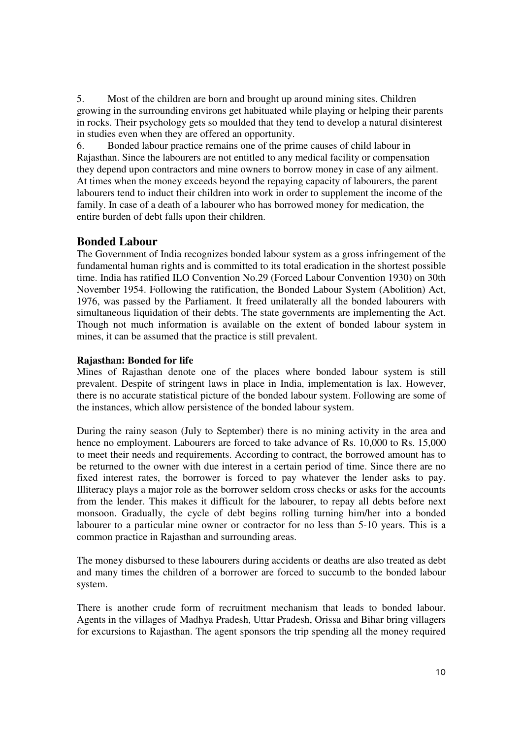5. Most of the children are born and brought up around mining sites. Children growing in the surrounding environs get habituated while playing or helping their parents in rocks. Their psychology gets so moulded that they tend to develop a natural disinterest in studies even when they are offered an opportunity.

6. Bonded labour practice remains one of the prime causes of child labour in Rajasthan. Since the labourers are not entitled to any medical facility or compensation they depend upon contractors and mine owners to borrow money in case of any ailment. At times when the money exceeds beyond the repaying capacity of labourers, the parent labourers tend to induct their children into work in order to supplement the income of the family. In case of a death of a labourer who has borrowed money for medication, the entire burden of debt falls upon their children.

## Bonded Labour

The Government of India recognizes bonded labour system as a gross infringement of the fundamental human rights and is committed to its total eradication in the shortest possible time. India has ratified ILO Convention No.29 (Forced Labour Convention 1930) on 30th November 1954. Following the ratification, the Bonded Labour System (Abolition) Act, 1976, was passed by the Parliament. It freed unilaterally all the bonded labourers with simultaneous liquidation of their debts. The state governments are implementing the Act. Though not much information is available on the extent of bonded labour system in mines, it can be assumed that the practice is still prevalent.

### Rajasthan: Bonded for life

Mines of Rajasthan denote one of the places where bonded labour system is still prevalent. Despite of stringent laws in place in India, implementation is lax. However, there is no accurate statistical picture of the bonded labour system. Following are some of the instances, which allow persistence of the bonded labour system.

During the rainy season (July to September) there is no mining activity in the area and hence no employment. Labourers are forced to take advance of Rs. 10,000 to Rs. 15,000 to meet their needs and requirements. According to contract, the borrowed amount has to be returned to the owner with due interest in a certain period of time. Since there are no fixed interest rates, the borrower is forced to pay whatever the lender asks to pay. Illiteracy plays a major role as the borrower seldom cross checks or asks for the accounts from the lender. This makes it difficult for the labourer, to repay all debts before next monsoon. Gradually, the cycle of debt begins rolling turning him/her into a bonded labourer to a particular mine owner or contractor for no less than 5-10 years. This is a common practice in Rajasthan and surrounding areas.

The money disbursed to these labourers during accidents or deaths are also treated as debt and many times the children of a borrower are forced to succumb to the bonded labour system.

There is another crude form of recruitment mechanism that leads to bonded labour. Agents in the villages of Madhya Pradesh, Uttar Pradesh, Orissa and Bihar bring villagers for excursions to Rajasthan. The agent sponsors the trip spending all the money required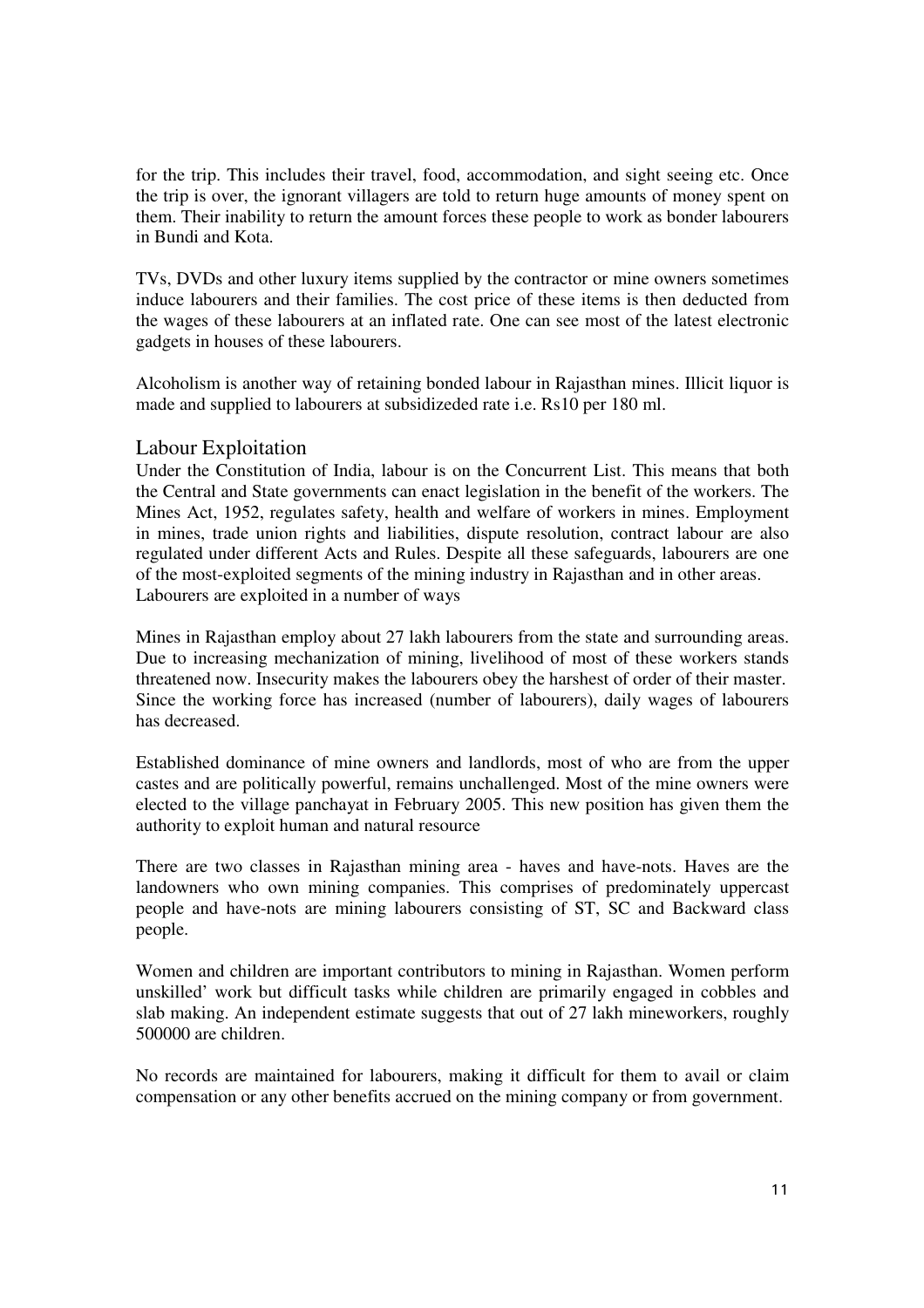for the trip. This includes their travel, food, accommodation, and sight seeing etc. Once the trip is over, the ignorant villagers are told to return huge amounts of money spent on them. Their inability to return the amount forces these people to work as bonder labourers in Bundi and Kota.

TVs, DVDs and other luxury items supplied by the contractor or mine owners sometimes induce labourers and their families. The cost price of these items is then deducted from the wages of these labourers at an inflated rate. One can see most of the latest electronic gadgets in houses of these labourers.

Alcoholism is another way of retaining bonded labour in Rajasthan mines. Illicit liquor is made and supplied to labourers at subsidizeded rate i.e. Rs10 per 180 ml.

## Labour Exploitation

Under the Constitution of India, labour is on the Concurrent List. This means that both the Central and State governments can enact legislation in the benefit of the workers. The Mines Act, 1952, regulates safety, health and welfare of workers in mines. Employment in mines, trade union rights and liabilities, dispute resolution, contract labour are also regulated under different Acts and Rules. Despite all these safeguards, labourers are one of the most-exploited segments of the mining industry in Rajasthan and in other areas. Labourers are exploited in a number of ways

Mines in Rajasthan employ about 27 lakh labourers from the state and surrounding areas. Due to increasing mechanization of mining, livelihood of most of these workers stands threatened now. Insecurity makes the labourers obey the harshest of order of their master. Since the working force has increased (number of labourers), daily wages of labourers has decreased.

Established dominance of mine owners and landlords, most of who are from the upper castes and are politically powerful, remains unchallenged. Most of the mine owners were elected to the village panchayat in February 2005. This new position has given them the authority to exploit human and natural resource

There are two classes in Rajasthan mining area - haves and have-nots. Haves are the landowners who own mining companies. This comprises of predominately uppercast people and have-nots are mining labourers consisting of ST, SC and Backward class people.

Women and children are important contributors to mining in Rajasthan. Women perform unskilled' work but difficult tasks while children are primarily engaged in cobbles and slab making. An independent estimate suggests that out of 27 lakh mineworkers, roughly 500000 are children.

No records are maintained for labourers, making it difficult for them to avail or claim compensation or any other benefits accrued on the mining company or from government.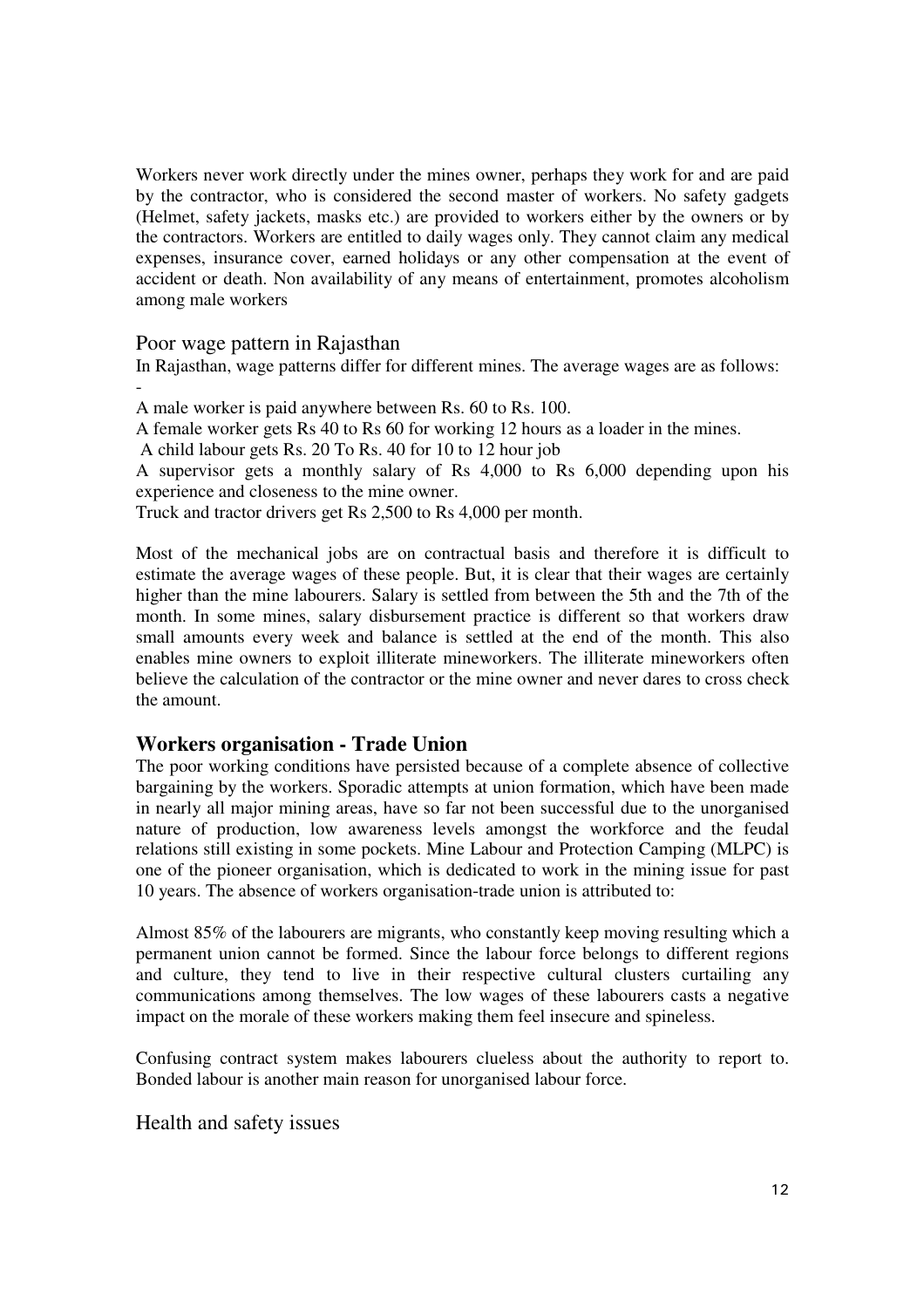Workers never work directly under the mines owner, perhaps they work for and are paid by the contractor, who is considered the second master of workers. No safety gadgets (Helmet, safety jackets, masks etc.) are provided to workers either by the owners or by the contractors. Workers are entitled to daily wages only. They cannot claim any medical expenses, insurance cover, earned holidays or any other compensation at the event of accident or death. Non availability of any means of entertainment, promotes alcoholism among male workers

### Poor wage pattern in Rajasthan

In Rajasthan, wage patterns differ for different mines. The average wages are as follows: -

A male worker is paid anywhere between Rs. 60 to Rs. 100.

A female worker gets Rs 40 to Rs 60 for working 12 hours as a loader in the mines.

A child labour gets Rs. 20 To Rs. 40 for 10 to 12 hour job

A supervisor gets a monthly salary of Rs 4,000 to Rs 6,000 depending upon his experience and closeness to the mine owner.

Truck and tractor drivers get Rs 2,500 to Rs 4,000 per month.

Most of the mechanical jobs are on contractual basis and therefore it is difficult to estimate the average wages of these people. But, it is clear that their wages are certainly higher than the mine labourers. Salary is settled from between the 5th and the 7th of the month. In some mines, salary disbursement practice is different so that workers draw small amounts every week and balance is settled at the end of the month. This also enables mine owners to exploit illiterate mineworkers. The illiterate mineworkers often believe the calculation of the contractor or the mine owner and never dares to cross check the amount.

## Workers organisation - Trade Union

The poor working conditions have persisted because of a complete absence of collective bargaining by the workers. Sporadic attempts at union formation, which have been made in nearly all major mining areas, have so far not been successful due to the unorganised nature of production, low awareness levels amongst the workforce and the feudal relations still existing in some pockets. Mine Labour and Protection Camping (MLPC) is one of the pioneer organisation, which is dedicated to work in the mining issue for past 10 years. The absence of workers organisation-trade union is attributed to:

Almost 85% of the labourers are migrants, who constantly keep moving resulting which a permanent union cannot be formed. Since the labour force belongs to different regions and culture, they tend to live in their respective cultural clusters curtailing any communications among themselves. The low wages of these labourers casts a negative impact on the morale of these workers making them feel insecure and spineless.

Confusing contract system makes labourers clueless about the authority to report to. Bonded labour is another main reason for unorganised labour force.

### Health and safety issues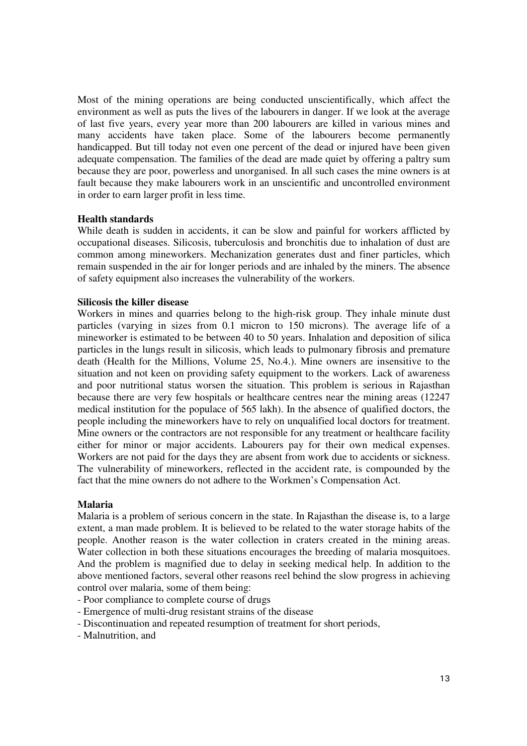Most of the mining operations are being conducted unscientifically, which affect the environment as well as puts the lives of the labourers in danger. If we look at the average of last five years, every year more than 200 labourers are killed in various mines and many accidents have taken place. Some of the labourers become permanently handicapped. But till today not even one percent of the dead or injured have been given adequate compensation. The families of the dead are made quiet by offering a paltry sum because they are poor, powerless and unorganised. In all such cases the mine owners is at fault because they make labourers work in an unscientific and uncontrolled environment in order to earn larger profit in less time.

**Health standards**

While death is sudden in accidents, it can be slow and painful for workers afflicted by occupational diseases. Silicosis, tuberculosis and bronchitis due to inhalation of dust are common among mineworkers. Mechanization generates dust and finer particles, which remain suspended in the air for longer periods and are inhaled by the miners. The absence of safety equipment also increases the vulnerability of the workers.

**Silicosis the killer disease**

Workers in mines and quarries belong to the high-risk group. They inhale minute dust particles (varying in sizes from 0.1 micron to 150 microns). The average life of a mineworker is estimated to be between 40 to 50 years. Inhalation and deposition of silica particles in the lungs result in silicosis, which leads to pulmonary fibrosis and premature death (Health for the Millions, Volume 25, No.4.). Mine owners are insensitive to the situation and not keen on providing safety equipment to the workers. Lack of awareness and poor nutritional status worsen the situation. This problem is serious in Rajasthan because there are very few hospitals or healthcare centres near the mining areas (12247 medical institution for the populace of 565 lakh). In the absence of qualified doctors, the people including the mineworkers have to rely on unqualified local doctors for treatment. Mine owners or the contractors are not responsible for any treatment or healthcare facility either for minor or major accidents. Labourers pay for their own medical expenses. Workers are not paid for the days they are absent from work due to accidents or sickness. The vulnerability of mineworkers, reflected in the accident rate, is compounded by the fact that the mine owners do not adhere to the Workmen's Compensation Act.

**Malaria**

Malaria is a problem of serious concern in the state. In Rajasthan the disease is, to a large extent, a man made problem. It is believed to be related to the water storage habits of the people. Another reason is the water collection in craters created in the mining areas. Water collection in both these situations encourages the breeding of malaria mosquitoes. And the problem is magnified due to delay in seeking medical help. In addition to the above mentioned factors, several other reasons reel behind the slow progress in achieving control over malaria, some of them being:

- Poor compliance to complete course of drugs
- Emergence of multi-drug resistant strains of the disease
- Discontinuation and repeated resumption of treatment for short periods,
- Malnutrition, and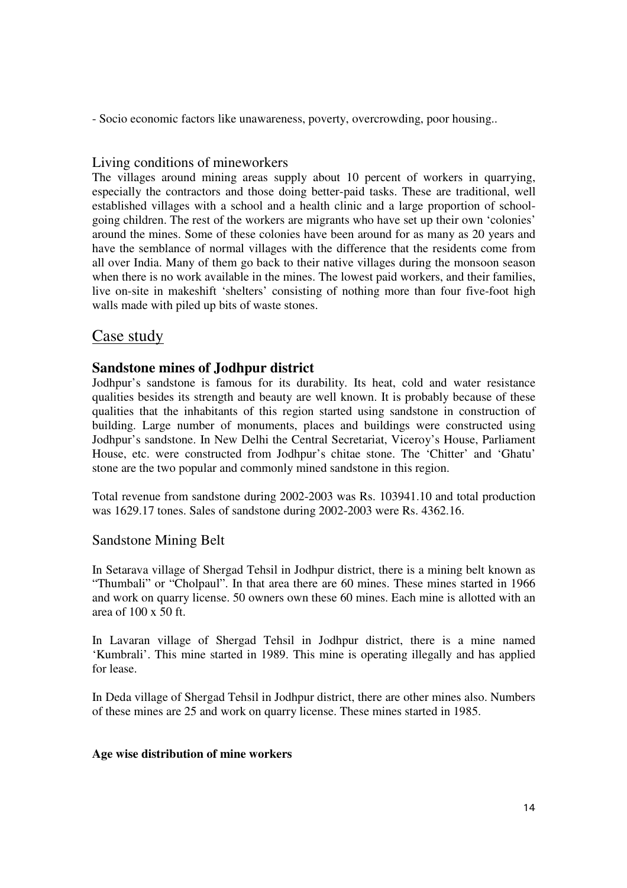- Socio economic factors like unawareness, poverty, overcrowding, poor housing..

## Living conditions of mineworkers

The villages around mining areas supply about 10 percent of workers in quarrying, especially the contractors and those doing better-paid tasks. These are traditional, well established villages with a school and a health clinic and a large proportion of school-going children. The rest of the workers are migrants who have set up their own 'colonies' around the mines. Some of these colonies have been around for as many as 20 years and have the semblance of normal villages with the difference that the residents come from all over India. Many of them go back to their native villages during the monsoon season when there is no work available in the mines. The lowest paid workers, and their families, live on-site in makeshift 'shelters' consisting of nothing more than four five-foot high walls made with piled up bits of waste stones.

# Case study

### Sandstone mines of Jodhpur district

Jodhpur's sandstone is famous for its durability. Its heat, cold and water resistance qualities besides its strength and beauty are well known. It is probably because of these qualities that the inhabitants of this region started using sandstone in construction of building. Large number of monuments, places and buildings were constructed using Jodhpur's sandstone. In New Delhi the Central Secretariat, Viceroy's House, Parliament House, etc. were constructed from Jodhpur's chitae stone. The 'Chitter' and 'Ghatu' stone are the two popular and commonly mined sandstone in this region.

Total revenue from sandstone during 2002-2003 was Rs. 103941.10 and total production was 1629.17 tones. Sales of sandstone during 2002-2003 were Rs. 4362.16.

## Sandstone Mining Belt

In Setarava village of Shergad Tehsil in Jodhpur district, there is a mining belt known as "Thumbali" or "Cholpaul". In that area there are 60 mines. These mines started in 1966 and work on quarry license. 50 owners own these 60 mines. Each mine is allotted with an area of 100 x 50 ft.

In Lavaran village of Shergad Tehsil in Jodhpur district, there is a mine named 'Kumbrali'. This mine started in 1989. This mine is operating illegally and has applied for lease.

In Deda village of Shergad Tehsil in Jodhpur district, there are other mines also. Numbers of these mines are 25 and work on quarry license. These mines started in 1985.

**Age wise distribution of mine workers**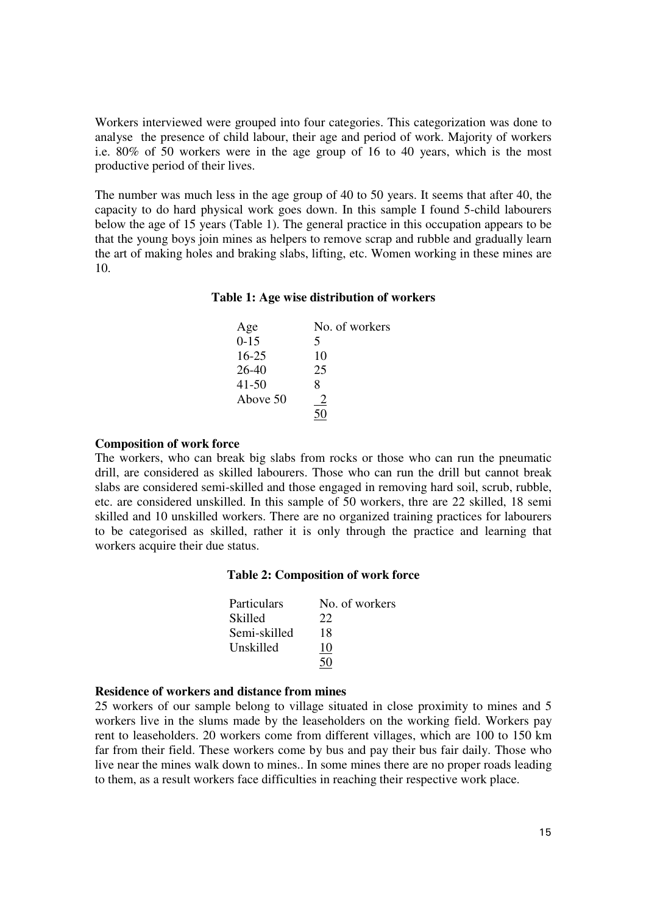Workers interviewed were grouped into four categories. This categorization was done to analyse the presence of child labour, their age and period of work. Majority of workers i.e. 80% of 50 workers were in the age group of 16 to 40 years, which is the most productive period of their lives.

The number was much less in the age group of 40 to 50 years. It seems that after 40, the capacity to do hard physical work goes down. In this sample I found 5-child labourers below the age of 15 years (Table 1). The general practice in this occupation appears to be that the young boys join mines as helpers to remove scrap and rubble and gradually learn the art of making holes and braking slabs, lifting, etc. Women working in these mines are 10.

**Table 1: Age wise distribution of workers**

| Age | No. of workers |
|---|---|
| 0-15 | 5 |
| 16-25 | 10 |
| 26-40 | 25 |
| 41-50 | 8 |
| Above 50 | 2 |
| | 50 |

**Composition of work force**

The workers, who can break big slabs from rocks or those who can run the pneumatic drill, are considered as skilled labourers. Those who can run the drill but cannot break slabs are considered semi-skilled and those engaged in removing hard soil, scrub, rubble, etc. are considered unskilled. In this sample of 50 workers, thre are 22 skilled, 18 semi skilled and 10 unskilled workers. There are no organized training practices for labourers to be categorised as skilled, rather it is only through the practice and learning that workers acquire their due status.

**Table 2: Composition of work force**

| Particulars | No. of workers |
|---|---|
| Skilled | 22 |
| Semi-skilled | 18 |
| Unskilled | 10 |
| | 50 |

**Residence of workers and distance from mines**

25 workers of our sample belong to village situated in close proximity to mines and 5 workers live in the slums made by the leaseholders on the working field. Workers pay rent to leaseholders. 20 workers come from different villages, which are 100 to 150 km far from their field. These workers come by bus and pay their bus fair daily. Those who live near the mines walk down to mines.. In some mines there are no proper roads leading to them, as a result workers face difficulties in reaching their respective work place.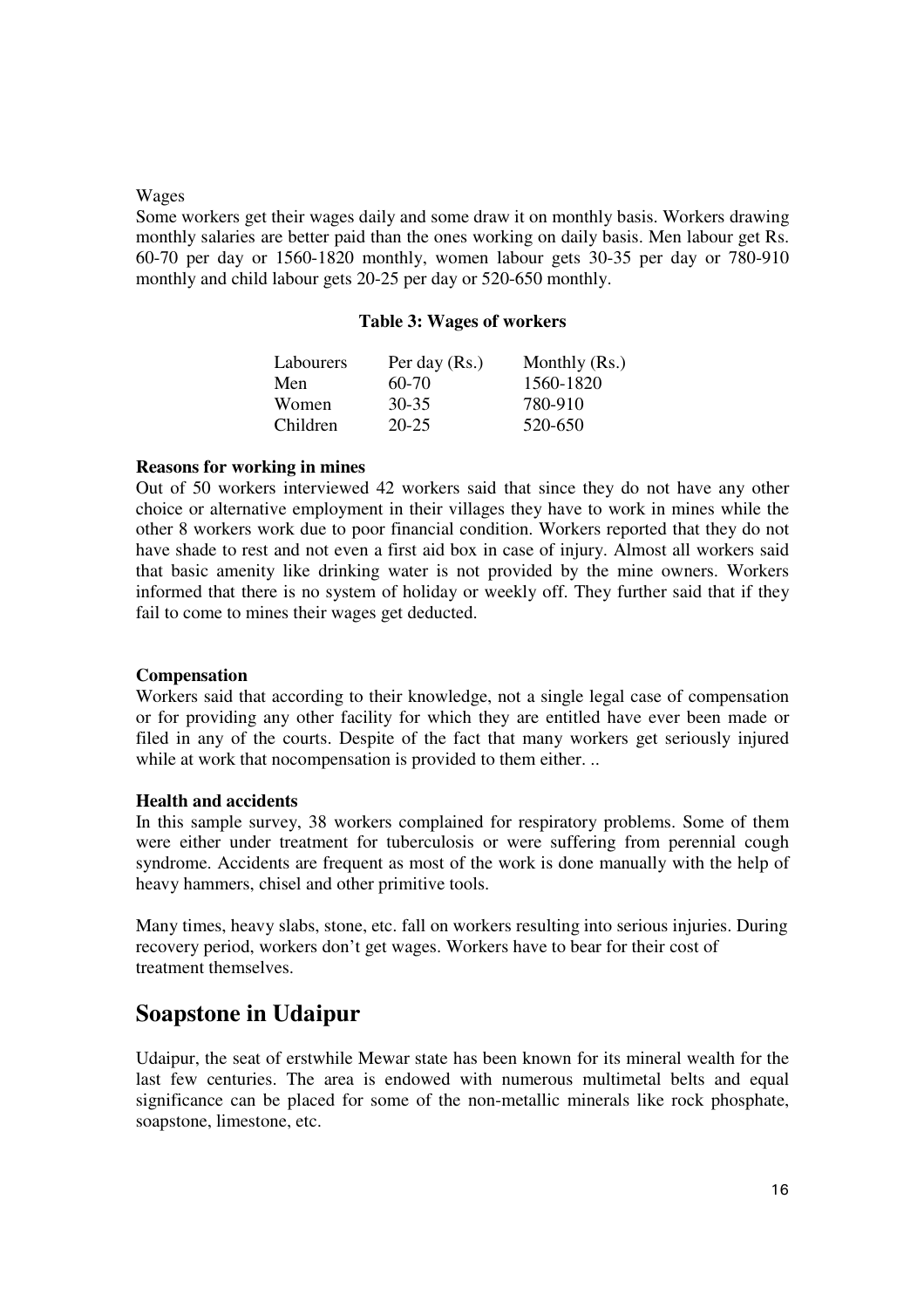Wages

Some workers get their wages daily and some draw it on monthly basis. Workers drawing monthly salaries are better paid than the ones working on daily basis. Men labour get Rs. 60-70 per day or 1560-1820 monthly, women labour gets 30-35 per day or 780-910 monthly and child labour gets 20-25 per day or 520-650 monthly.

**Table 3: Wages of workers**

| Labourers | Per day (Rs.) | Monthly (Rs.) |
|---|---|---|
| Men | 60-70 | 1560-1820 |
| Women | 30-35 | 780-910 |
| Children | 20-25 | 520-650 |

**Reasons for working in mines**

Out of 50 workers interviewed 42 workers said that since they do not have any other choice or alternative employment in their villages they have to work in mines while the other 8 workers work due to poor financial condition. Workers reported that they do not have shade to rest and not even a first aid box in case of injury. Almost all workers said that basic amenity like drinking water is not provided by the mine owners. Workers informed that there is no system of holiday or weekly off. They further said that if they fail to come to mines their wages get deducted.

**Compensation**

Workers said that according to their knowledge, not a single legal case of compensation or for providing any other facility for which they are entitled have ever been made or filed in any of the courts. Despite of the fact that many workers get seriously injured while at work that nocompensation is provided to them either. ..

**Health and accidents**

In this sample survey, 38 workers complained for respiratory problems. Some of them were either under treatment for tuberculosis or were suffering from perennial cough syndrome. Accidents are frequent as most of the work is done manually with the help of heavy hammers, chisel and other primitive tools.

Many times, heavy slabs, stone, etc. fall on workers resulting into serious injuries. During recovery period, workers don't get wages. Workers have to bear for their cost of treatment themselves.

## Soapstone in Udaipur

Udaipur, the seat of erstwhile Mewar state has been known for its mineral wealth for the last few centuries. The area is endowed with numerous multimetal belts and equal significance can be placed for some of the non-metallic minerals like rock phosphate, soapstone, limestone, etc.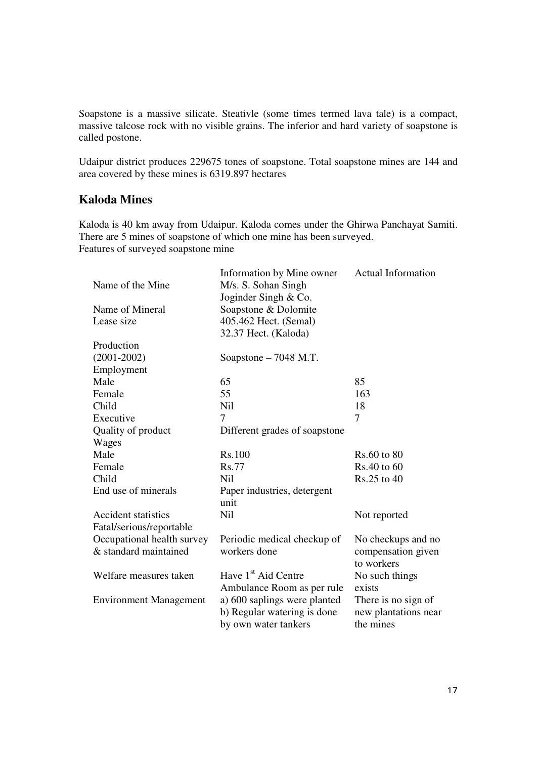Soapstone is a massive silicate. Steativle (some times termed lava tale) is a compact, massive talcose rock with no visible grains. The inferior and hard variety of soapstone is called postone.

Udaipur district produces 229675 tones of soapstone. Total soapstone mines are 144 and area covered by these mines is 6319.897 hectares

## Kaloda Mines

Kaloda is 40 km away from Udaipur. Kaloda comes under the Ghirwa Panchayat Samiti. There are 5 mines of soapstone of which one mine has been surveyed.
Features of surveyed soapstone mine

| | Information by Mine owner | Actual Information |
|---|---|---|
| Name of the Mine | M/s. S. Sohan Singh Joginder Singh & Co. | |
| Name of Mineral | Soapstone & Dolomite | |
| Lease size | 405.462 Hect. (Semal) 32.37 Hect. (Kaloda) | |
| Production (2001-2002) | Soapstone – 7048 M.T. | |
| Employment | | |
| Male | 65 | 85 |
| Female | 55 | 163 |
| Child | Nil | 18 |
| Executive | 7 | 7 |
| Quality of product | Different grades of soapstone | |
| Wages | | |
| Male | Rs.100 | Rs.60 to 80 |
| Female | Rs.77 | Rs.40 to 60 |
| Child | Nil | Rs.25 to 40 |
| End use of minerals | Paper industries, detergent unit | |
| Accident statistics Fatal/serious/reportable | Nil | Not reported |
| Occupational health survey & standard maintained | Periodic medical checkup of workers done | No checkups and no compensation given to workers |
| Welfare measures taken | Have 1st Aid Centre Ambulance Room as per rule | No such things exists |
| Environment Management | a) 600 saplings were planted b) Regular watering is done by own water tankers | There is no sign of new plantations near the mines |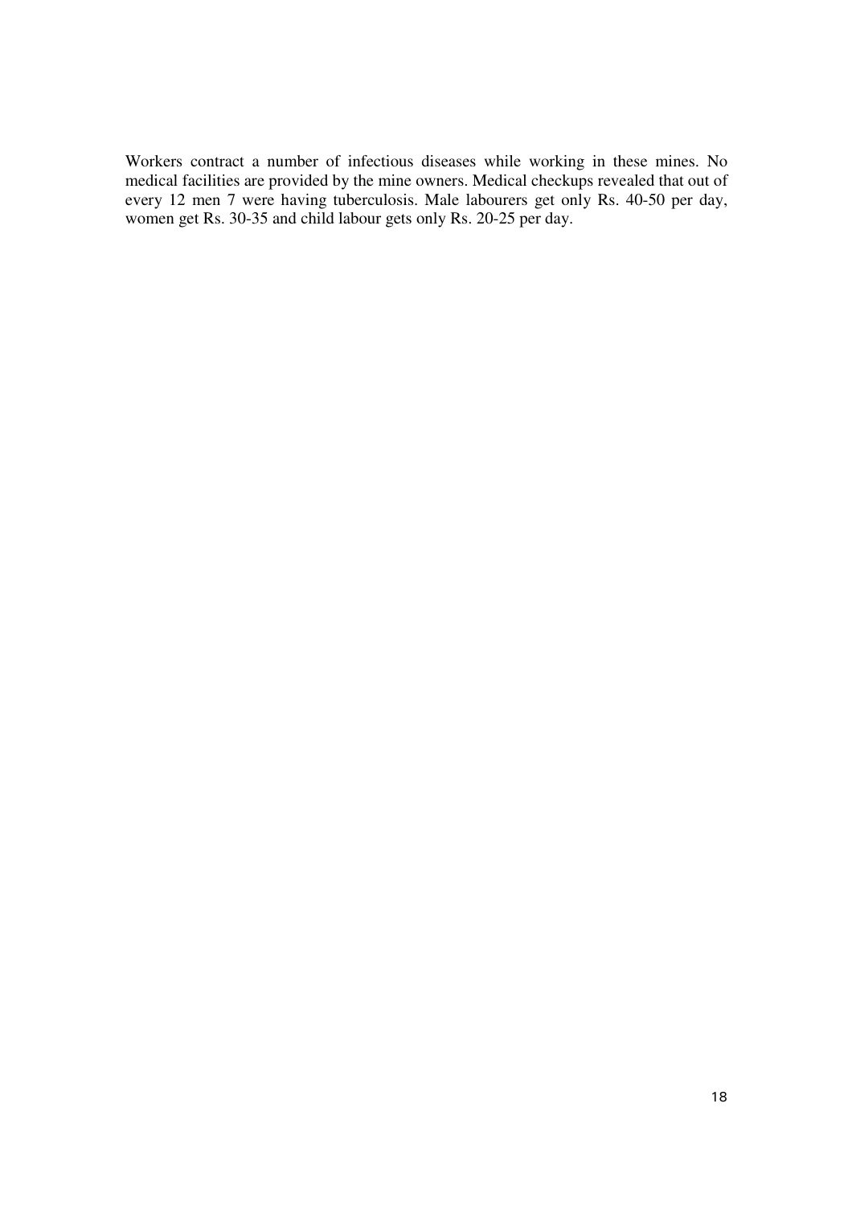Workers contract a number of infectious diseases while working in these mines. No medical facilities are provided by the mine owners. Medical checkups revealed that out of every 12 men 7 were having tuberculosis. Male labourers get only Rs. 40-50 per day, women get Rs. 30-35 and child labour gets only Rs. 20-25 per day.